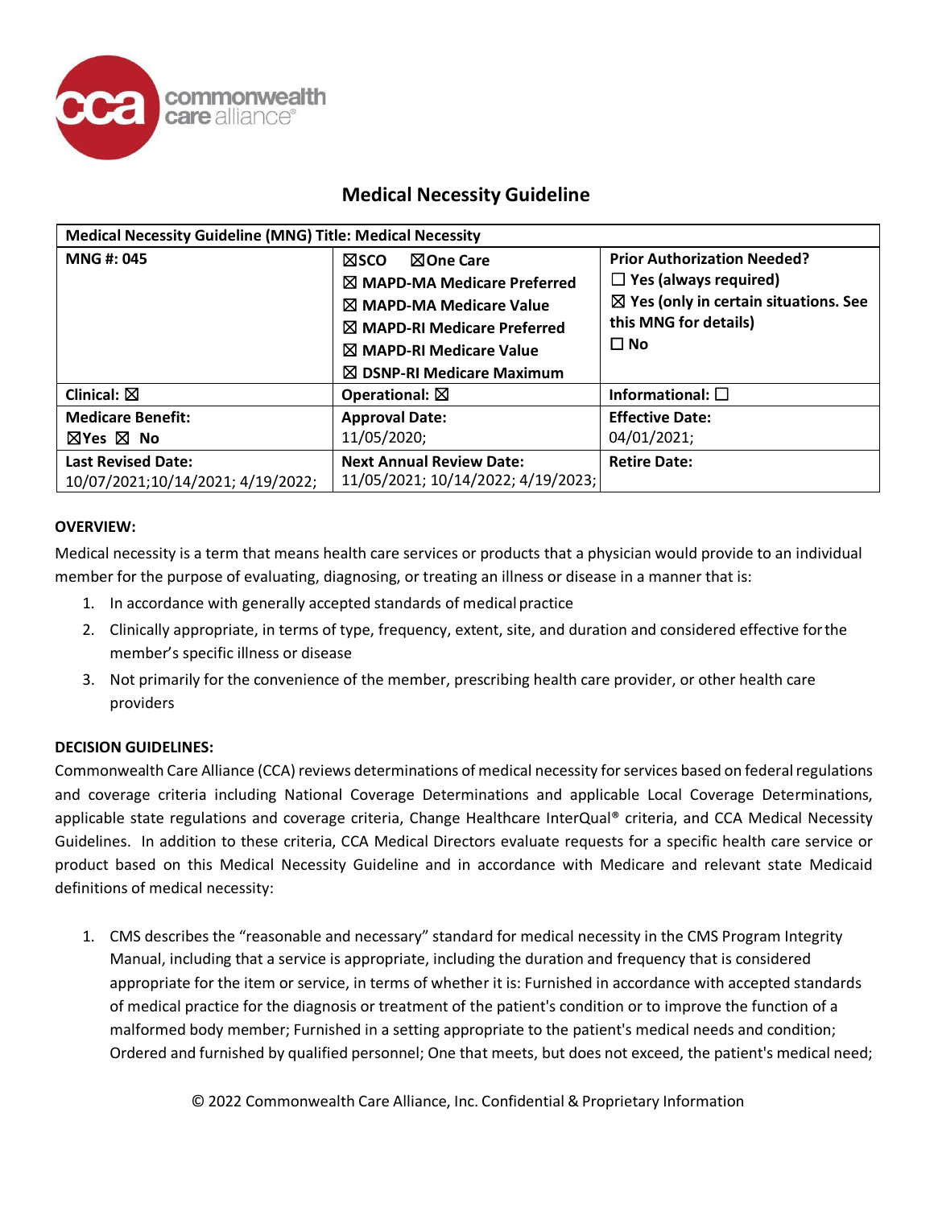# Medical Necessity Guideline

| Medical Necessity Guideline (MNG) Title: Medical Necessity | | |
|---|---|---|
| **MNG #: 045** | ☒SCO ☒One Care<br>☒ MAPD-MA Medicare Preferred<br>☒ MAPD-MA Medicare Value<br>☒ MAPD-RI Medicare Preferred<br>☒ MAPD-RI Medicare Value<br>☒ DSNP-RI Medicare Maximum | **Prior Authorization Needed?**<br>☐ Yes (always required)<br>☒ Yes (only in certain situations. See this MNG for details)<br>☐ No |
| **Clinical:** ☒ | **Operational:** ☒ | **Informational:** ☐ |
| **Medicare Benefit:**<br>☒Yes ☒ No | **Approval Date:**<br>11/05/2020; | **Effective Date:**<br>04/01/2021; |
| **Last Revised Date:**<br>10/07/2021;10/14/2021; 4/19/2022; | **Next Annual Review Date:**<br>11/05/2021; 10/14/2022; 4/19/2023; | **Retire Date:** |

**OVERVIEW:**

Medical necessity is a term that means health care services or products that a physician would provide to an individual member for the purpose of evaluating, diagnosing, or treating an illness or disease in a manner that is:

1. In accordance with generally accepted standards of medical practice
2. Clinically appropriate, in terms of type, frequency, extent, site, and duration and considered effective for the member's specific illness or disease
3. Not primarily for the convenience of the member, prescribing health care provider, or other health care providers

**DECISION GUIDELINES:**

Commonwealth Care Alliance (CCA) reviews determinations of medical necessity for services based on federal regulations and coverage criteria including National Coverage Determinations and applicable Local Coverage Determinations, applicable state regulations and coverage criteria, Change Healthcare InterQual® criteria, and CCA Medical Necessity Guidelines. In addition to these criteria, CCA Medical Directors evaluate requests for a specific health care service or product based on this Medical Necessity Guideline and in accordance with Medicare and relevant state Medicaid definitions of medical necessity:

1. CMS describes the "reasonable and necessary" standard for medical necessity in the CMS Program Integrity Manual, including that a service is appropriate, including the duration and frequency that is considered appropriate for the item or service, in terms of whether it is: Furnished in accordance with accepted standards of medical practice for the diagnosis or treatment of the patient's condition or to improve the function of a malformed body member; Furnished in a setting appropriate to the patient's medical needs and condition; Ordered and furnished by qualified personnel; One that meets, but does not exceed, the patient's medical need;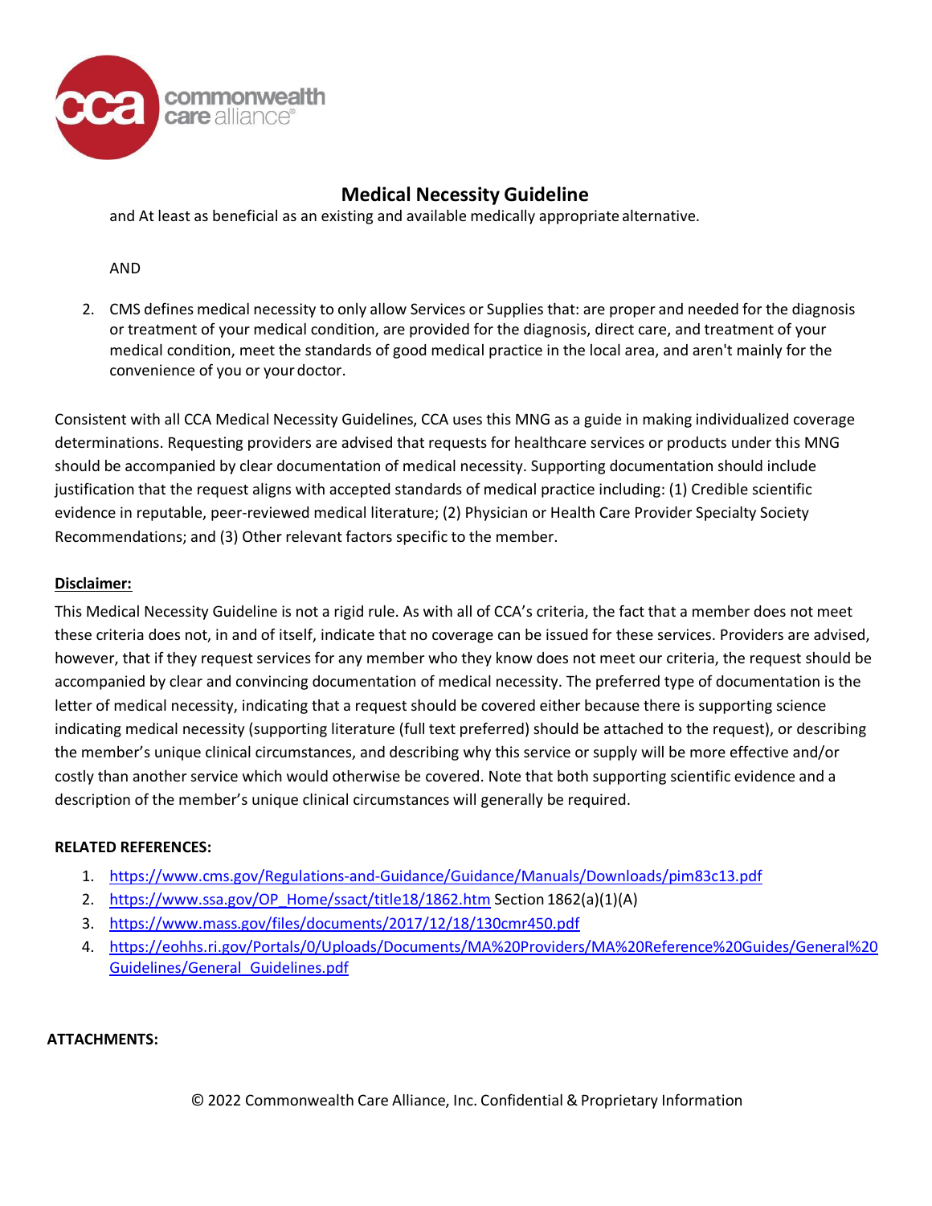and At least as beneficial as an existing and available medically appropriate alternative.

AND

2. CMS defines medical necessity to only allow Services or Supplies that: are proper and needed for the diagnosis or treatment of your medical condition, are provided for the diagnosis, direct care, and treatment of your medical condition, meet the standards of good medical practice in the local area, and aren't mainly for the convenience of you or your doctor.

Consistent with all CCA Medical Necessity Guidelines, CCA uses this MNG as a guide in making individualized coverage determinations. Requesting providers are advised that requests for healthcare services or products under this MNG should be accompanied by clear documentation of medical necessity. Supporting documentation should include justification that the request aligns with accepted standards of medical practice including: (1) Credible scientific evidence in reputable, peer-reviewed medical literature; (2) Physician or Health Care Provider Specialty Society Recommendations; and (3) Other relevant factors specific to the member.

**Disclaimer:**

This Medical Necessity Guideline is not a rigid rule. As with all of CCA's criteria, the fact that a member does not meet these criteria does not, in and of itself, indicate that no coverage can be issued for these services. Providers are advised, however, that if they request services for any member who they know does not meet our criteria, the request should be accompanied by clear and convincing documentation of medical necessity. The preferred type of documentation is the letter of medical necessity, indicating that a request should be covered either because there is supporting science indicating medical necessity (supporting literature (full text preferred) should be attached to the request), or describing the member's unique clinical circumstances, and describing why this service or supply will be more effective and/or costly than another service which would otherwise be covered. Note that both supporting scientific evidence and a description of the member's unique clinical circumstances will generally be required.

**RELATED REFERENCES:**

1. https://www.cms.gov/Regulations-and-Guidance/Guidance/Manuals/Downloads/pim83c13.pdf
2. https://www.ssa.gov/OP_Home/ssact/title18/1862.htm Section 1862(a)(1)(A)
3. https://www.mass.gov/files/documents/2017/12/18/130cmr450.pdf
4. https://eohhs.ri.gov/Portals/0/Uploads/Documents/MA%20Providers/MA%20Reference%20Guides/General%20Guidelines/General_Guidelines.pdf

**ATTACHMENTS:**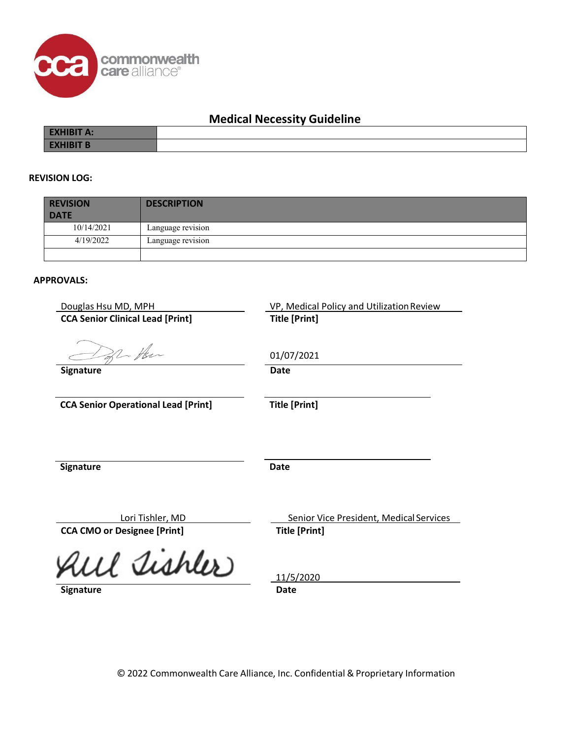## Medical Necessity Guideline

| | |
|---|---|
| **EXHIBIT A:** | |
| **EXHIBIT B** | |

**REVISION LOG:**

| REVISION DATE | DESCRIPTION |
|---|---|
| 10/14/2021 | Language revision |
| 4/19/2022 | Language revision |
| | |

**APPROVALS:**

Douglas Hsu MD, MPH
**CCA Senior Clinical Lead [Print]**

VP, Medical Policy and Utilization Review
**Title [Print]**

**Signature**

01/07/2021
**Date**

**CCA Senior Operational Lead [Print]**

**Title [Print]**

**Signature**

**Date**

Lori Tishler, MD
**CCA CMO or Designee [Print]**

Senior Vice President, Medical Services
**Title [Print]**

**Signature**

11/5/2020
**Date**

© 2022 Commonwealth Care Alliance, Inc. Confidential & Proprietary Information